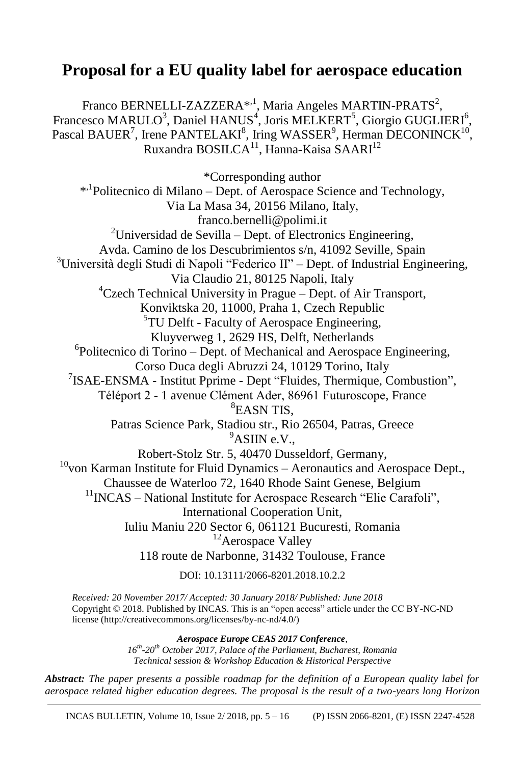# Proposal for a EU quality label for aerospace education

Franco BERNELLI-ZAZZERA*[,1], Maria Angeles MARTIN-PRATS[2], Francesco MARULO[3], Daniel HANUS[4], Joris MELKERT[5], Giorgio GUGLIERI[6], Pascal BAUER[7], Irene PANTELAKI[8], Iring WASSER[9], Herman DECONINCK[10], Ruxandra BOSILCA[11], Hanna-Kaisa SAARI[12]

*Corresponding author

*[,1]Politecnico di Milano – Dept. of Aerospace Science and Technology, Via La Masa 34, 20156 Milano, Italy, franco.bernelli@polimi.it

[2]Universidad de Sevilla – Dept. of Electronics Engineering, Avda. Camino de los Descubrimientos s/n, 41092 Seville, Spain

[3]Università degli Studi di Napoli "Federico II" – Dept. of Industrial Engineering, Via Claudio 21, 80125 Napoli, Italy

[4]Czech Technical University in Prague – Dept. of Air Transport, Konviktska 20, 11000, Praha 1, Czech Republic

[5]TU Delft - Faculty of Aerospace Engineering, Kluyverweg 1, 2629 HS, Delft, Netherlands

[6]Politecnico di Torino – Dept. of Mechanical and Aerospace Engineering, Corso Duca degli Abruzzi 24, 10129 Torino, Italy

[7]ISAE-ENSMA - Institut Pprime - Dept "Fluides, Thermique, Combustion", Téléport 2 - 1 avenue Clément Ader, 86961 Futuroscope, France

[8]EASN TIS, Patras Science Park, Stadiou str., Rio 26504, Patras, Greece

[9]ASIIN e.V., Robert-Stolz Str. 5, 40470 Dusseldorf, Germany,

[10]von Karman Institute for Fluid Dynamics – Aeronautics and Aerospace Dept., Chaussee de Waterloo 72, 1640 Rhode Saint Genese, Belgium

[11]INCAS – National Institute for Aerospace Research "Elie Carafoli", International Cooperation Unit, Iuliu Maniu 220 Sector 6, 061121 Bucuresti, Romania

[12]Aerospace Valley 118 route de Narbonne, 31432 Toulouse, France

DOI: 10.13111/2066-8201.2018.10.2.2

*Received: 20 November 2017/ Accepted: 30 January 2018/ Published: June 2018*
Copyright © 2018. Published by INCAS. This is an "open access" article under the CC BY-NC-ND license (http://creativecommons.org/licenses/by-nc-nd/4.0/)

***Aerospace Europe CEAS 2017 Conference**,*
*16th-20th October 2017, Palace of the Parliament, Bucharest, Romania*
*Technical session & Workshop Education & Historical Perspective*

***Abstract:** The paper presents a possible roadmap for the definition of a European quality label for aerospace related higher education degrees. The proposal is the result of a two-years long Horizon*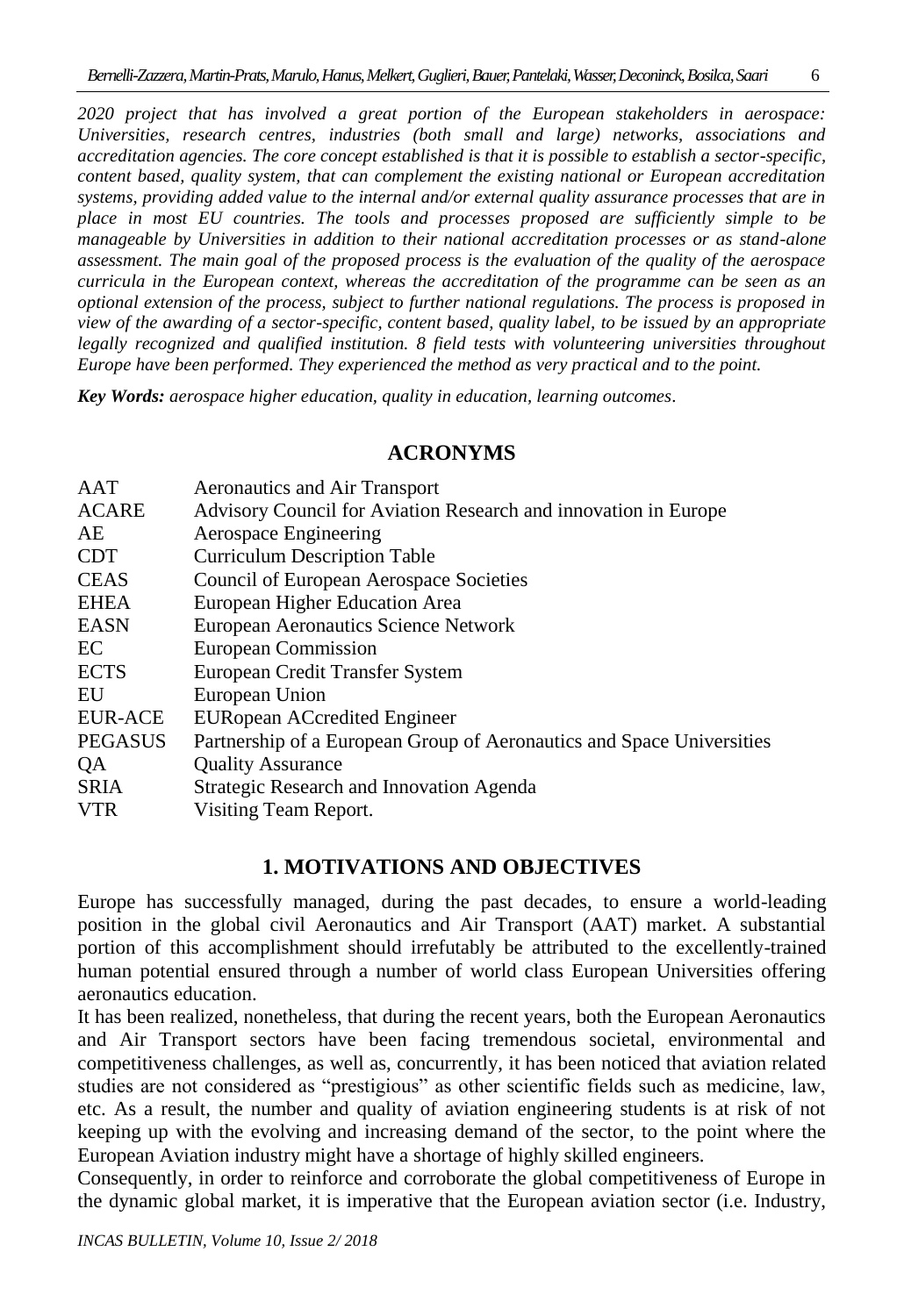*2020 project that has involved a great portion of the European stakeholders in aerospace: Universities, research centres, industries (both small and large) networks, associations and accreditation agencies. The core concept established is that it is possible to establish a sector-specific, content based, quality system, that can complement the existing national or European accreditation systems, providing added value to the internal and/or external quality assurance processes that are in place in most EU countries. The tools and processes proposed are sufficiently simple to be manageable by Universities in addition to their national accreditation processes or as stand-alone assessment. The main goal of the proposed process is the evaluation of the quality of the aerospace curricula in the European context, whereas the accreditation of the programme can be seen as an optional extension of the process, subject to further national regulations. The process is proposed in view of the awarding of a sector-specific, content based, quality label, to be issued by an appropriate legally recognized and qualified institution. 8 field tests with volunteering universities throughout Europe have been performed. They experienced the method as very practical and to the point.*

***Key Words:*** *aerospace higher education, quality in education, learning outcomes*.

## ACRONYMS

| | |
|---|---|
| AAT | Aeronautics and Air Transport |
| ACARE | Advisory Council for Aviation Research and innovation in Europe |
| AE | Aerospace Engineering |
| CDT | Curriculum Description Table |
| CEAS | Council of European Aerospace Societies |
| EHEA | European Higher Education Area |
| EASN | European Aeronautics Science Network |
| EC | European Commission |
| ECTS | European Credit Transfer System |
| EU | European Union |
| EUR-ACE | EURopean ACcredited Engineer |
| PEGASUS | Partnership of a European Group of Aeronautics and Space Universities |
| QA | Quality Assurance |
| SRIA | Strategic Research and Innovation Agenda |
| VTR | Visiting Team Report. |

## 1. MOTIVATIONS AND OBJECTIVES

Europe has successfully managed, during the past decades, to ensure a world-leading position in the global civil Aeronautics and Air Transport (AAT) market. A substantial portion of this accomplishment should irrefutably be attributed to the excellently-trained human potential ensured through a number of world class European Universities offering aeronautics education.

It has been realized, nonetheless, that during the recent years, both the European Aeronautics and Air Transport sectors have been facing tremendous societal, environmental and competitiveness challenges, as well as, concurrently, it has been noticed that aviation related studies are not considered as "prestigious" as other scientific fields such as medicine, law, etc. As a result, the number and quality of aviation engineering students is at risk of not keeping up with the evolving and increasing demand of the sector, to the point where the European Aviation industry might have a shortage of highly skilled engineers.

Consequently, in order to reinforce and corroborate the global competitiveness of Europe in the dynamic global market, it is imperative that the European aviation sector (i.e. Industry,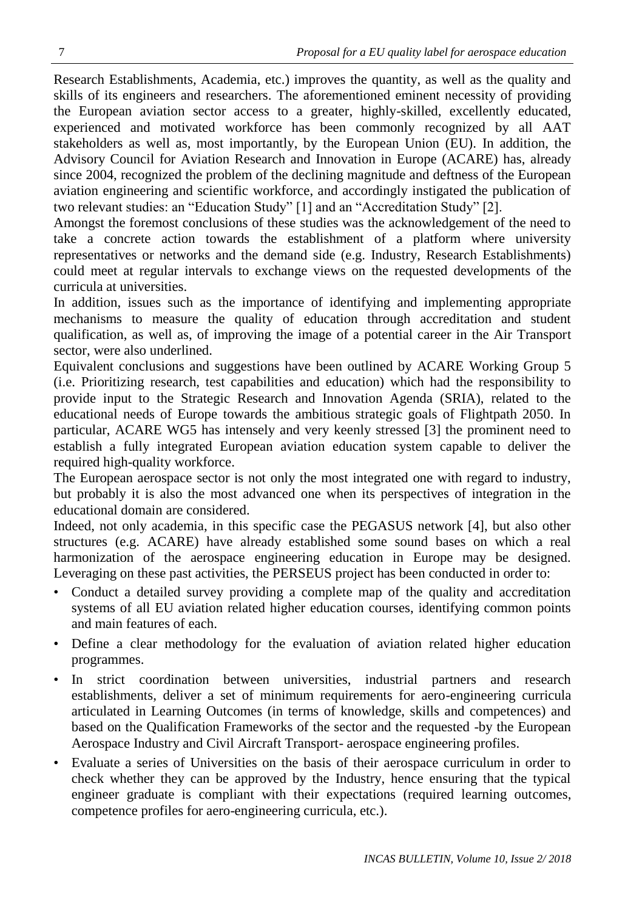Research Establishments, Academia, etc.) improves the quantity, as well as the quality and skills of its engineers and researchers. The aforementioned eminent necessity of providing the European aviation sector access to a greater, highly-skilled, excellently educated, experienced and motivated workforce has been commonly recognized by all AAT stakeholders as well as, most importantly, by the European Union (EU). In addition, the Advisory Council for Aviation Research and Innovation in Europe (ACARE) has, already since 2004, recognized the problem of the declining magnitude and deftness of the European aviation engineering and scientific workforce, and accordingly instigated the publication of two relevant studies: an "Education Study" [1] and an "Accreditation Study" [2].

Amongst the foremost conclusions of these studies was the acknowledgement of the need to take a concrete action towards the establishment of a platform where university representatives or networks and the demand side (e.g. Industry, Research Establishments) could meet at regular intervals to exchange views on the requested developments of the curricula at universities.

In addition, issues such as the importance of identifying and implementing appropriate mechanisms to measure the quality of education through accreditation and student qualification, as well as, of improving the image of a potential career in the Air Transport sector, were also underlined.

Equivalent conclusions and suggestions have been outlined by ACARE Working Group 5 (i.e. Prioritizing research, test capabilities and education) which had the responsibility to provide input to the Strategic Research and Innovation Agenda (SRIA), related to the educational needs of Europe towards the ambitious strategic goals of Flightpath 2050. In particular, ACARE WG5 has intensely and very keenly stressed [3] the prominent need to establish a fully integrated European aviation education system capable to deliver the required high-quality workforce.

The European aerospace sector is not only the most integrated one with regard to industry, but probably it is also the most advanced one when its perspectives of integration in the educational domain are considered.

Indeed, not only academia, in this specific case the PEGASUS network [4], but also other structures (e.g. ACARE) have already established some sound bases on which a real harmonization of the aerospace engineering education in Europe may be designed. Leveraging on these past activities, the PERSEUS project has been conducted in order to:

- Conduct a detailed survey providing a complete map of the quality and accreditation systems of all EU aviation related higher education courses, identifying common points and main features of each.
- Define a clear methodology for the evaluation of aviation related higher education programmes.
- In strict coordination between universities, industrial partners and research establishments, deliver a set of minimum requirements for aero-engineering curricula articulated in Learning Outcomes (in terms of knowledge, skills and competences) and based on the Qualification Frameworks of the sector and the requested -by the European Aerospace Industry and Civil Aircraft Transport- aerospace engineering profiles.
- Evaluate a series of Universities on the basis of their aerospace curriculum in order to check whether they can be approved by the Industry, hence ensuring that the typical engineer graduate is compliant with their expectations (required learning outcomes, competence profiles for aero-engineering curricula, etc.).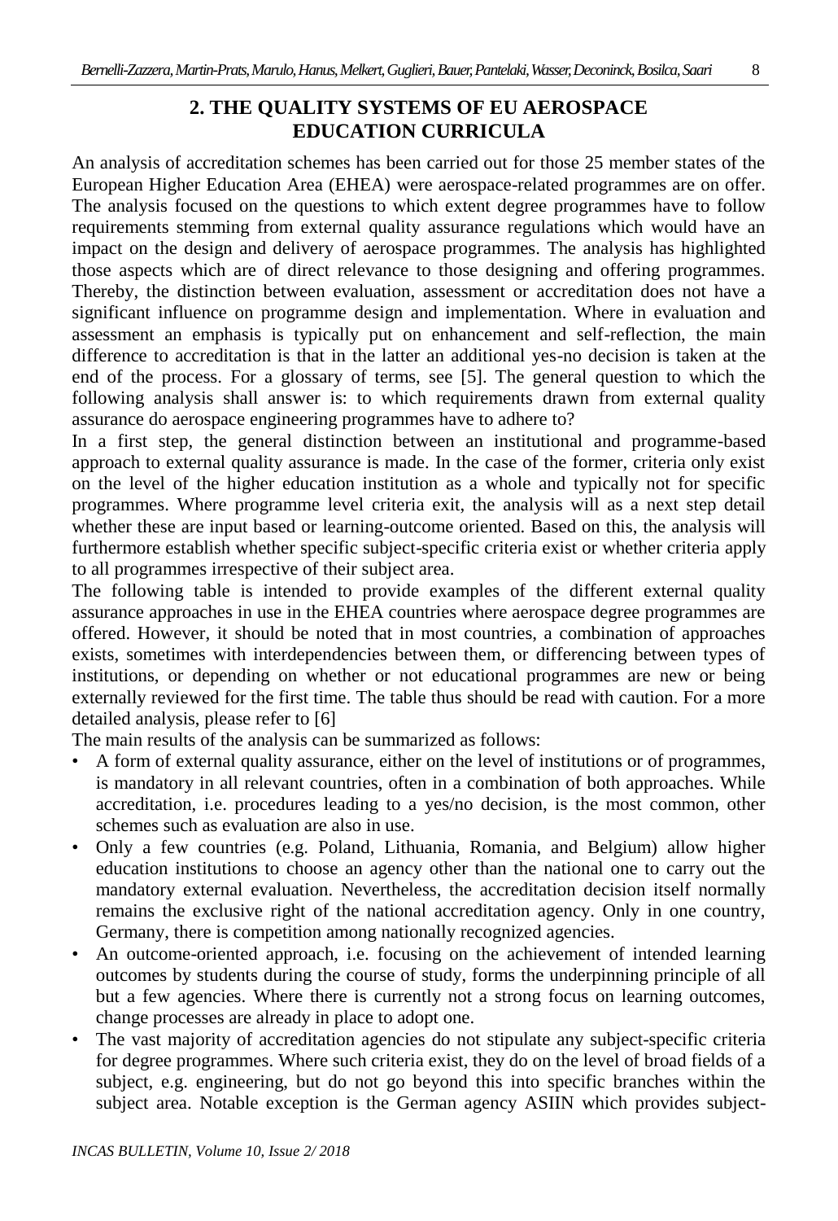## 2. THE QUALITY SYSTEMS OF EU AEROSPACE EDUCATION CURRICULA

An analysis of accreditation schemes has been carried out for those 25 member states of the European Higher Education Area (EHEA) were aerospace-related programmes are on offer. The analysis focused on the questions to which extent degree programmes have to follow requirements stemming from external quality assurance regulations which would have an impact on the design and delivery of aerospace programmes. The analysis has highlighted those aspects which are of direct relevance to those designing and offering programmes. Thereby, the distinction between evaluation, assessment or accreditation does not have a significant influence on programme design and implementation. Where in evaluation and assessment an emphasis is typically put on enhancement and self-reflection, the main difference to accreditation is that in the latter an additional yes-no decision is taken at the end of the process. For a glossary of terms, see [5]. The general question to which the following analysis shall answer is: to which requirements drawn from external quality assurance do aerospace engineering programmes have to adhere to?

In a first step, the general distinction between an institutional and programme-based approach to external quality assurance is made. In the case of the former, criteria only exist on the level of the higher education institution as a whole and typically not for specific programmes. Where programme level criteria exit, the analysis will as a next step detail whether these are input based or learning-outcome oriented. Based on this, the analysis will furthermore establish whether specific subject-specific criteria exist or whether criteria apply to all programmes irrespective of their subject area.

The following table is intended to provide examples of the different external quality assurance approaches in use in the EHEA countries where aerospace degree programmes are offered. However, it should be noted that in most countries, a combination of approaches exists, sometimes with interdependencies between them, or differencing between types of institutions, or depending on whether or not educational programmes are new or being externally reviewed for the first time. The table thus should be read with caution. For a more detailed analysis, please refer to [6]

The main results of the analysis can be summarized as follows:

- A form of external quality assurance, either on the level of institutions or of programmes, is mandatory in all relevant countries, often in a combination of both approaches. While accreditation, i.e. procedures leading to a yes/no decision, is the most common, other schemes such as evaluation are also in use.
- Only a few countries (e.g. Poland, Lithuania, Romania, and Belgium) allow higher education institutions to choose an agency other than the national one to carry out the mandatory external evaluation. Nevertheless, the accreditation decision itself normally remains the exclusive right of the national accreditation agency. Only in one country, Germany, there is competition among nationally recognized agencies.
- An outcome-oriented approach, i.e. focusing on the achievement of intended learning outcomes by students during the course of study, forms the underpinning principle of all but a few agencies. Where there is currently not a strong focus on learning outcomes, change processes are already in place to adopt one.
- The vast majority of accreditation agencies do not stipulate any subject-specific criteria for degree programmes. Where such criteria exist, they do on the level of broad fields of a subject, e.g. engineering, but do not go beyond this into specific branches within the subject area. Notable exception is the German agency ASIIN which provides subject-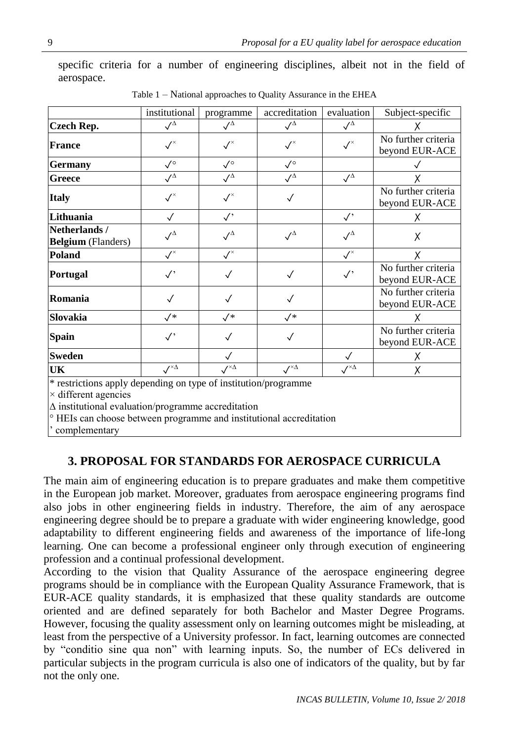specific criteria for a number of engineering disciplines, albeit not in the field of aerospace.

Table 1 – National approaches to Quality Assurance in the EHEA

| | institutional | programme | accreditation | evaluation | Subject-specific |
|---|---|---|---|---|---|
| **Czech Rep.** | ✓$^{\Delta}$ | ✓$^{\Delta}$ | ✓$^{\Delta}$ | ✓$^{\Delta}$ | ✗ |
| **France** | ✓$^{\times}$ | ✓$^{\times}$ | ✓$^{\times}$ | ✓$^{\times}$ | No further criteria beyond EUR-ACE |
| **Germany** | ✓° | ✓° | ✓° | | ✓ |
| **Greece** | ✓$^{\Delta}$ | ✓$^{\Delta}$ | ✓$^{\Delta}$ | ✓$^{\Delta}$ | ✗ |
| **Italy** | ✓$^{\times}$ | ✓$^{\times}$ | ✓ | | No further criteria beyond EUR-ACE |
| **Lithuania** | ✓ | ✓’ | | ✓’ | ✗ |
| **Netherlands / Belgium** (Flanders) | ✓$^{\Delta}$ | ✓$^{\Delta}$ | ✓$^{\Delta}$ | ✓$^{\Delta}$ | ✗ |
| **Poland** | ✓$^{\times}$ | ✓$^{\times}$ | | ✓$^{\times}$ | ✗ |
| **Portugal** | ✓’ | ✓ | ✓ | ✓’ | No further criteria beyond EUR-ACE |
| **Romania** | ✓ | ✓ | ✓ | | No further criteria beyond EUR-ACE |
| **Slovakia** | ✓* | ✓* | ✓* | | ✗ |
| **Spain** | ✓’ | ✓ | ✓ | | No further criteria beyond EUR-ACE |
| **Sweden** | | ✓ | | ✓ | ✗ |
| **UK** | ✓$^{\times\Delta}$ | ✓$^{\times\Delta}$ | ✓$^{\times\Delta}$ | ✓$^{\times\Delta}$ | ✗ |

* restrictions apply depending on type of institution/programme
× different agencies
Δ institutional evaluation/programme accreditation
° HEIs can choose between programme and institutional accreditation
’ complementary

## 3. PROPOSAL FOR STANDARDS FOR AEROSPACE CURRICULA

The main aim of engineering education is to prepare graduates and make them competitive in the European job market. Moreover, graduates from aerospace engineering programs find also jobs in other engineering fields in industry. Therefore, the aim of any aerospace engineering degree should be to prepare a graduate with wider engineering knowledge, good adaptability to different engineering fields and awareness of the importance of life-long learning. One can become a professional engineer only through execution of engineering profession and a continual professional development.

According to the vision that Quality Assurance of the aerospace engineering degree programs should be in compliance with the European Quality Assurance Framework, that is EUR-ACE quality standards, it is emphasized that these quality standards are outcome oriented and are defined separately for both Bachelor and Master Degree Programs. However, focusing the quality assessment only on learning outcomes might be misleading, at least from the perspective of a University professor. In fact, learning outcomes are connected by “conditio sine qua non” with learning inputs. So, the number of ECs delivered in particular subjects in the program curricula is also one of indicators of the quality, but by far not the only one.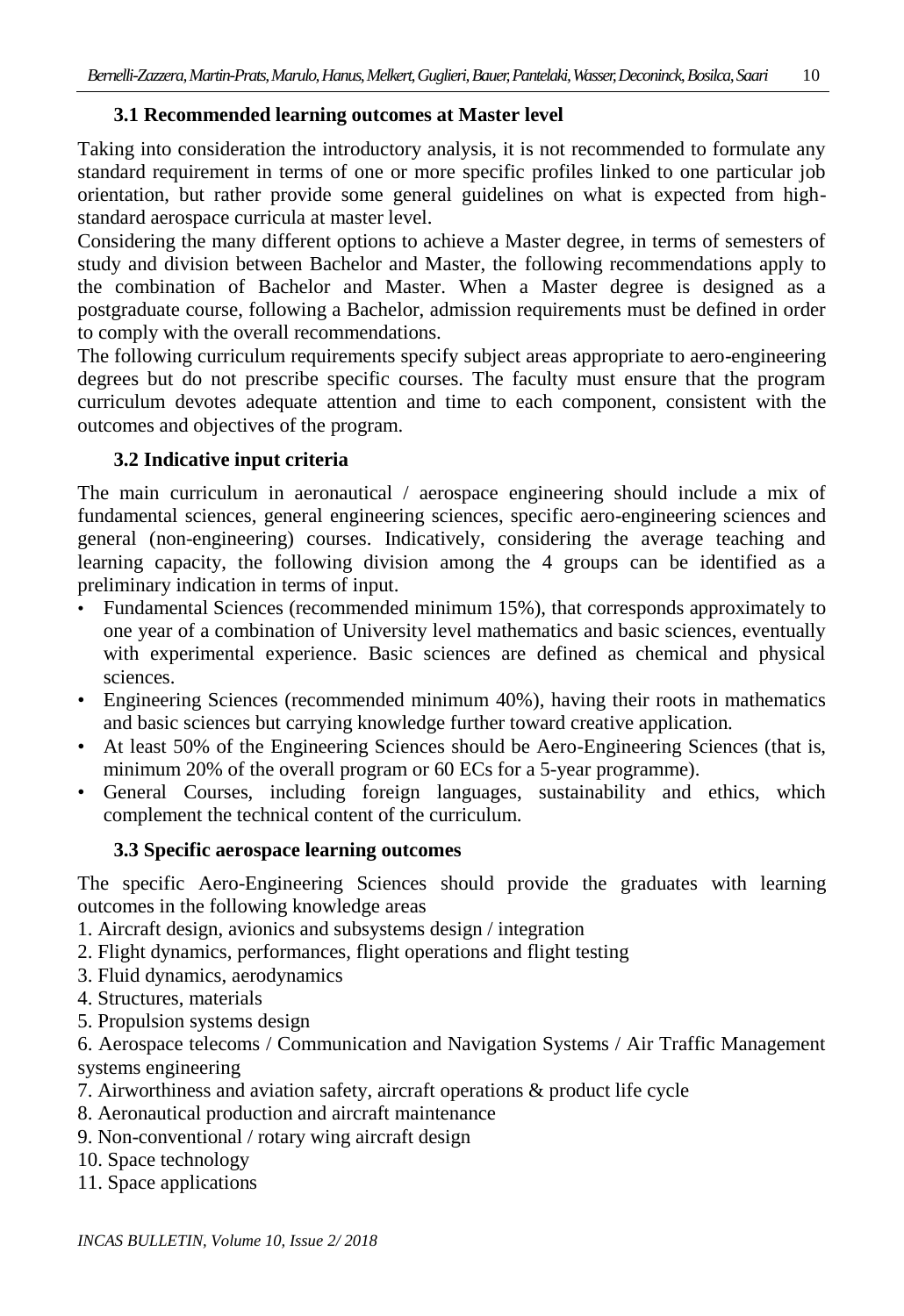### 3.1 Recommended learning outcomes at Master level

Taking into consideration the introductory analysis, it is not recommended to formulate any standard requirement in terms of one or more specific profiles linked to one particular job orientation, but rather provide some general guidelines on what is expected from high-standard aerospace curricula at master level.

Considering the many different options to achieve a Master degree, in terms of semesters of study and division between Bachelor and Master, the following recommendations apply to the combination of Bachelor and Master. When a Master degree is designed as a postgraduate course, following a Bachelor, admission requirements must be defined in order to comply with the overall recommendations.

The following curriculum requirements specify subject areas appropriate to aero-engineering degrees but do not prescribe specific courses. The faculty must ensure that the program curriculum devotes adequate attention and time to each component, consistent with the outcomes and objectives of the program.

### 3.2 Indicative input criteria

The main curriculum in aeronautical / aerospace engineering should include a mix of fundamental sciences, general engineering sciences, specific aero-engineering sciences and general (non-engineering) courses. Indicatively, considering the average teaching and learning capacity, the following division among the 4 groups can be identified as a preliminary indication in terms of input.

- Fundamental Sciences (recommended minimum 15%), that corresponds approximately to one year of a combination of University level mathematics and basic sciences, eventually with experimental experience. Basic sciences are defined as chemical and physical sciences.
- Engineering Sciences (recommended minimum 40%), having their roots in mathematics and basic sciences but carrying knowledge further toward creative application.
- At least 50% of the Engineering Sciences should be Aero-Engineering Sciences (that is, minimum 20% of the overall program or 60 ECs for a 5-year programme).
- General Courses, including foreign languages, sustainability and ethics, which complement the technical content of the curriculum.

### 3.3 Specific aerospace learning outcomes

The specific Aero-Engineering Sciences should provide the graduates with learning outcomes in the following knowledge areas

1. Aircraft design, avionics and subsystems design / integration
2. Flight dynamics, performances, flight operations and flight testing
3. Fluid dynamics, aerodynamics
4. Structures, materials
5. Propulsion systems design
6. Aerospace telecoms / Communication and Navigation Systems / Air Traffic Management systems engineering
7. Airworthiness and aviation safety, aircraft operations & product life cycle
8. Aeronautical production and aircraft maintenance
9. Non-conventional / rotary wing aircraft design
10. Space technology
11. Space applications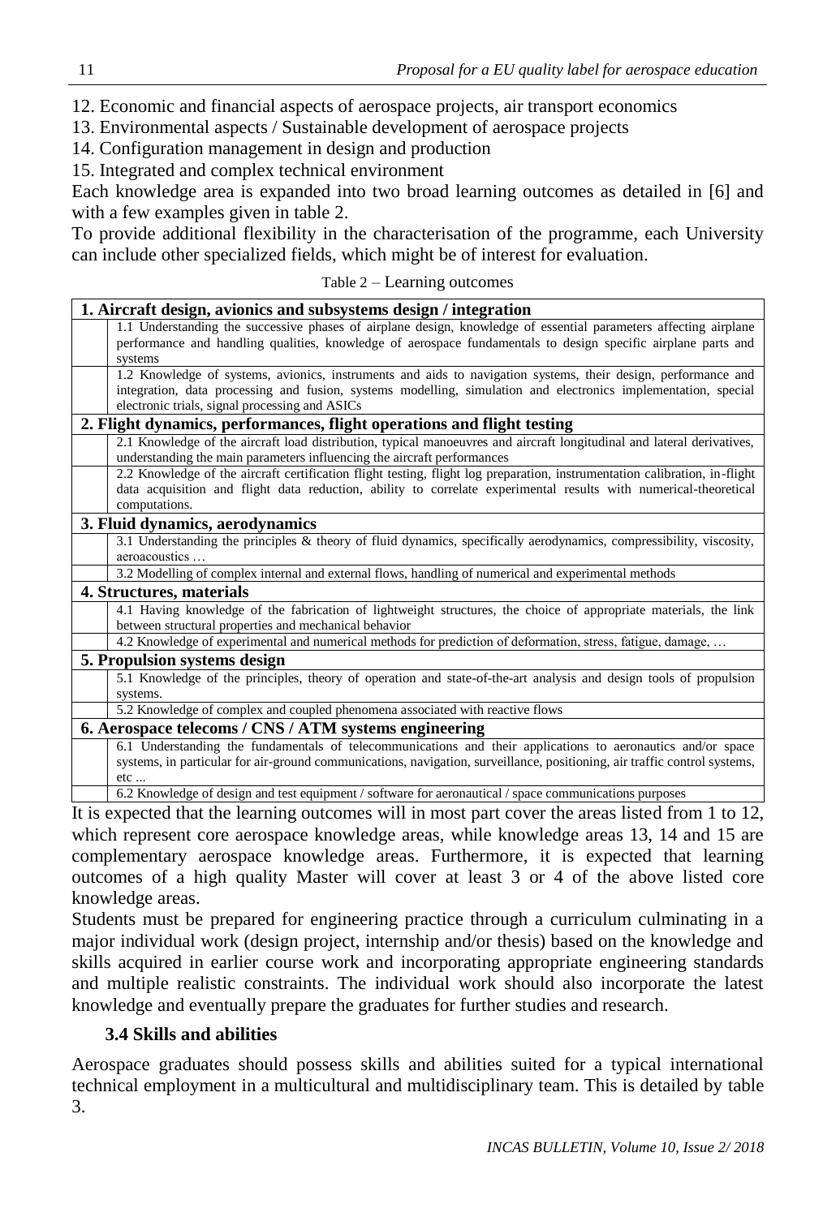12. Economic and financial aspects of aerospace projects, air transport economics
13. Environmental aspects / Sustainable development of aerospace projects
14. Configuration management in design and production
15. Integrated and complex technical environment

Each knowledge area is expanded into two broad learning outcomes as detailed in [6] and with a few examples given in table 2.

To provide additional flexibility in the characterisation of the programme, each University can include other specialized fields, which might be of interest for evaluation.

Table 2 – Learning outcomes

| **1. Aircraft design, avionics and subsystems design / integration** | |
|---|---|
| | 1.1 Understanding the successive phases of airplane design, knowledge of essential parameters affecting airplane performance and handling qualities, knowledge of aerospace fundamentals to design specific airplane parts and systems |
| | 1.2 Knowledge of systems, avionics, instruments and aids to navigation systems, their design, performance and integration, data processing and fusion, systems modelling, simulation and electronics implementation, special electronic trials, signal processing and ASICs |
| **2. Flight dynamics, performances, flight operations and flight testing** | |
| | 2.1 Knowledge of the aircraft load distribution, typical manoeuvres and aircraft longitudinal and lateral derivatives, understanding the main parameters influencing the aircraft performances |
| | 2.2 Knowledge of the aircraft certification flight testing, flight log preparation, instrumentation calibration, in-flight data acquisition and flight data reduction, ability to correlate experimental results with numerical-theoretical computations. |
| **3. Fluid dynamics, aerodynamics** | |
| | 3.1 Understanding the principles & theory of fluid dynamics, specifically aerodynamics, compressibility, viscosity, aeroacoustics … |
| | 3.2 Modelling of complex internal and external flows, handling of numerical and experimental methods |
| **4. Structures, materials** | |
| | 4.1 Having knowledge of the fabrication of lightweight structures, the choice of appropriate materials, the link between structural properties and mechanical behavior |
| | 4.2 Knowledge of experimental and numerical methods for prediction of deformation, stress, fatigue, damage, … |
| **5. Propulsion systems design** | |
| | 5.1 Knowledge of the principles, theory of operation and state-of-the-art analysis and design tools of propulsion systems. |
| | 5.2 Knowledge of complex and coupled phenomena associated with reactive flows |
| **6. Aerospace telecoms / CNS / ATM systems engineering** | |
| | 6.1 Understanding the fundamentals of telecommunications and their applications to aeronautics and/or space systems, in particular for air-ground communications, navigation, surveillance, positioning, air traffic control systems, etc ... |
| | 6.2 Knowledge of design and test equipment / software for aeronautical / space communications purposes |

It is expected that the learning outcomes will in most part cover the areas listed from 1 to 12, which represent core aerospace knowledge areas, while knowledge areas 13, 14 and 15 are complementary aerospace knowledge areas. Furthermore, it is expected that learning outcomes of a high quality Master will cover at least 3 or 4 of the above listed core knowledge areas.

Students must be prepared for engineering practice through a curriculum culminating in a major individual work (design project, internship and/or thesis) based on the knowledge and skills acquired in earlier course work and incorporating appropriate engineering standards and multiple realistic constraints. The individual work should also incorporate the latest knowledge and eventually prepare the graduates for further studies and research.

### 3.4 Skills and abilities

Aerospace graduates should possess skills and abilities suited for a typical international technical employment in a multicultural and multidisciplinary team. This is detailed by table 3.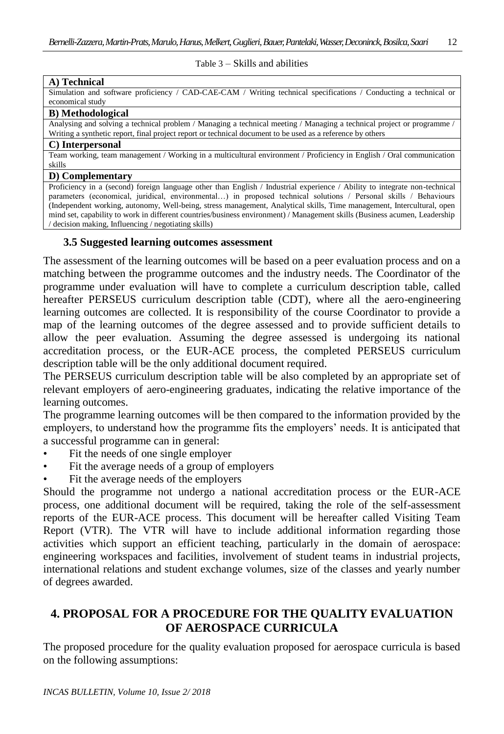Table 3 – Skills and abilities

| A) Technical |
| --- |
| Simulation and software proficiency / CAD-CAE-CAM / Writing technical specifications / Conducting a technical or economical study |
| **B) Methodological** |
| Analysing and solving a technical problem / Managing a technical meeting / Managing a technical project or programme / Writing a synthetic report, final project report or technical document to be used as a reference by others |
| **C) Interpersonal** |
| Team working, team management / Working in a multicultural environment / Proficiency in English / Oral communication skills |
| **D) Complementary** |
| Proficiency in a (second) foreign language other than English / Industrial experience / Ability to integrate non-technical parameters (economical, juridical, environmental…) in proposed technical solutions / Personal skills / Behaviours (Independent working, autonomy, Well-being, stress management, Analytical skills, Time management, Intercultural, open mind set, capability to work in different countries/business environment) / Management skills (Business acumen, Leadership / decision making, Influencing / negotiating skills) |

### 3.5 Suggested learning outcomes assessment

The assessment of the learning outcomes will be based on a peer evaluation process and on a matching between the programme outcomes and the industry needs. The Coordinator of the programme under evaluation will have to complete a curriculum description table, called hereafter PERSEUS curriculum description table (CDT), where all the aero-engineering learning outcomes are collected. It is responsibility of the course Coordinator to provide a map of the learning outcomes of the degree assessed and to provide sufficient details to allow the peer evaluation. Assuming the degree assessed is undergoing its national accreditation process, or the EUR-ACE process, the completed PERSEUS curriculum description table will be the only additional document required.

The PERSEUS curriculum description table will be also completed by an appropriate set of relevant employers of aero-engineering graduates, indicating the relative importance of the learning outcomes.

The programme learning outcomes will be then compared to the information provided by the employers, to understand how the programme fits the employers' needs. It is anticipated that a successful programme can in general:

- Fit the needs of one single employer
- Fit the average needs of a group of employers
- Fit the average needs of the employers

Should the programme not undergo a national accreditation process or the EUR-ACE process, one additional document will be required, taking the role of the self-assessment reports of the EUR-ACE process. This document will be hereafter called Visiting Team Report (VTR). The VTR will have to include additional information regarding those activities which support an efficient teaching, particularly in the domain of aerospace: engineering workspaces and facilities, involvement of student teams in industrial projects, international relations and student exchange volumes, size of the classes and yearly number of degrees awarded.

## 4. PROPOSAL FOR A PROCEDURE FOR THE QUALITY EVALUATION OF AEROSPACE CURRICULA

The proposed procedure for the quality evaluation proposed for aerospace curricula is based on the following assumptions: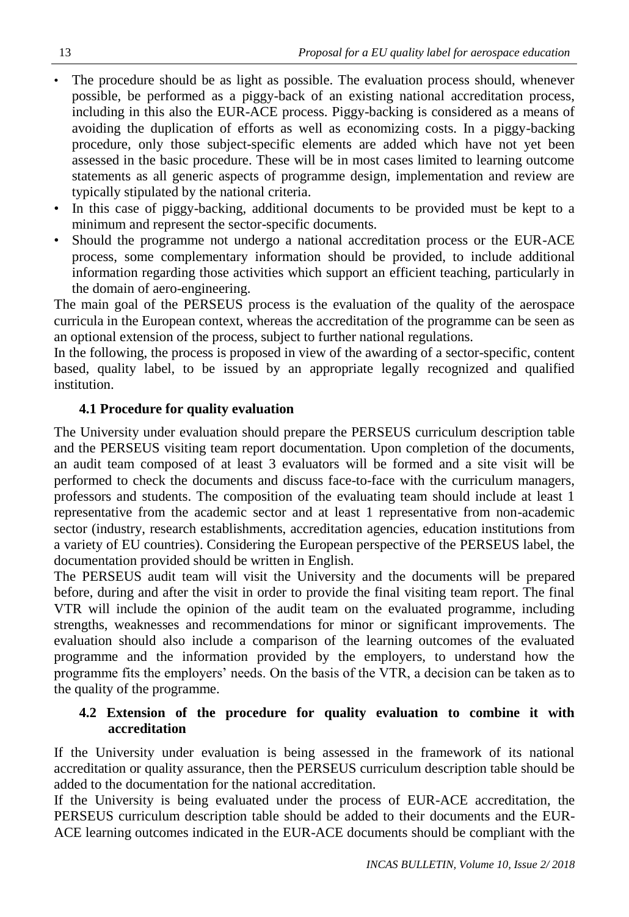- The procedure should be as light as possible. The evaluation process should, whenever possible, be performed as a piggy-back of an existing national accreditation process, including in this also the EUR-ACE process. Piggy-backing is considered as a means of avoiding the duplication of efforts as well as economizing costs. In a piggy-backing procedure, only those subject-specific elements are added which have not yet been assessed in the basic procedure. These will be in most cases limited to learning outcome statements as all generic aspects of programme design, implementation and review are typically stipulated by the national criteria.
- In this case of piggy-backing, additional documents to be provided must be kept to a minimum and represent the sector-specific documents.
- Should the programme not undergo a national accreditation process or the EUR-ACE process, some complementary information should be provided, to include additional information regarding those activities which support an efficient teaching, particularly in the domain of aero-engineering.

The main goal of the PERSEUS process is the evaluation of the quality of the aerospace curricula in the European context, whereas the accreditation of the programme can be seen as an optional extension of the process, subject to further national regulations.

In the following, the process is proposed in view of the awarding of a sector-specific, content based, quality label, to be issued by an appropriate legally recognized and qualified institution.

### 4.1 Procedure for quality evaluation

The University under evaluation should prepare the PERSEUS curriculum description table and the PERSEUS visiting team report documentation. Upon completion of the documents, an audit team composed of at least 3 evaluators will be formed and a site visit will be performed to check the documents and discuss face-to-face with the curriculum managers, professors and students. The composition of the evaluating team should include at least 1 representative from the academic sector and at least 1 representative from non-academic sector (industry, research establishments, accreditation agencies, education institutions from a variety of EU countries). Considering the European perspective of the PERSEUS label, the documentation provided should be written in English.

The PERSEUS audit team will visit the University and the documents will be prepared before, during and after the visit in order to provide the final visiting team report. The final VTR will include the opinion of the audit team on the evaluated programme, including strengths, weaknesses and recommendations for minor or significant improvements. The evaluation should also include a comparison of the learning outcomes of the evaluated programme and the information provided by the employers, to understand how the programme fits the employers' needs. On the basis of the VTR, a decision can be taken as to the quality of the programme.

### 4.2 Extension of the procedure for quality evaluation to combine it with accreditation

If the University under evaluation is being assessed in the framework of its national accreditation or quality assurance, then the PERSEUS curriculum description table should be added to the documentation for the national accreditation.

If the University is being evaluated under the process of EUR-ACE accreditation, the PERSEUS curriculum description table should be added to their documents and the EUR-ACE learning outcomes indicated in the EUR-ACE documents should be compliant with the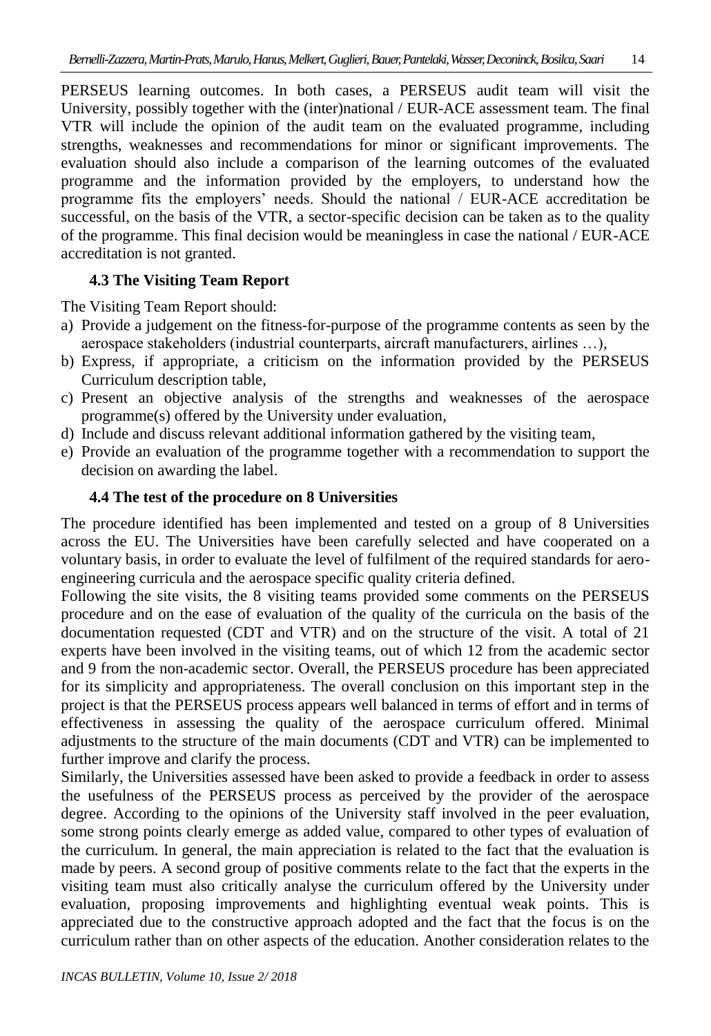PERSEUS learning outcomes. In both cases, a PERSEUS audit team will visit the University, possibly together with the (inter)national / EUR-ACE assessment team. The final VTR will include the opinion of the audit team on the evaluated programme, including strengths, weaknesses and recommendations for minor or significant improvements. The evaluation should also include a comparison of the learning outcomes of the evaluated programme and the information provided by the employers, to understand how the programme fits the employers' needs. Should the national / EUR-ACE accreditation be successful, on the basis of the VTR, a sector-specific decision can be taken as to the quality of the programme. This final decision would be meaningless in case the national / EUR-ACE accreditation is not granted.

### 4.3 The Visiting Team Report

The Visiting Team Report should:

a) Provide a judgement on the fitness-for-purpose of the programme contents as seen by the aerospace stakeholders (industrial counterparts, aircraft manufacturers, airlines …),
b) Express, if appropriate, a criticism on the information provided by the PERSEUS Curriculum description table,
c) Present an objective analysis of the strengths and weaknesses of the aerospace programme(s) offered by the University under evaluation,
d) Include and discuss relevant additional information gathered by the visiting team,
e) Provide an evaluation of the programme together with a recommendation to support the decision on awarding the label.

### 4.4 The test of the procedure on 8 Universities

The procedure identified has been implemented and tested on a group of 8 Universities across the EU. The Universities have been carefully selected and have cooperated on a voluntary basis, in order to evaluate the level of fulfilment of the required standards for aero-engineering curricula and the aerospace specific quality criteria defined.

Following the site visits, the 8 visiting teams provided some comments on the PERSEUS procedure and on the ease of evaluation of the quality of the curricula on the basis of the documentation requested (CDT and VTR) and on the structure of the visit. A total of 21 experts have been involved in the visiting teams, out of which 12 from the academic sector and 9 from the non-academic sector. Overall, the PERSEUS procedure has been appreciated for its simplicity and appropriateness. The overall conclusion on this important step in the project is that the PERSEUS process appears well balanced in terms of effort and in terms of effectiveness in assessing the quality of the aerospace curriculum offered. Minimal adjustments to the structure of the main documents (CDT and VTR) can be implemented to further improve and clarify the process.

Similarly, the Universities assessed have been asked to provide a feedback in order to assess the usefulness of the PERSEUS process as perceived by the provider of the aerospace degree. According to the opinions of the University staff involved in the peer evaluation, some strong points clearly emerge as added value, compared to other types of evaluation of the curriculum. In general, the main appreciation is related to the fact that the evaluation is made by peers. A second group of positive comments relate to the fact that the experts in the visiting team must also critically analyse the curriculum offered by the University under evaluation, proposing improvements and highlighting eventual weak points. This is appreciated due to the constructive approach adopted and the fact that the focus is on the curriculum rather than on other aspects of the education. Another consideration relates to the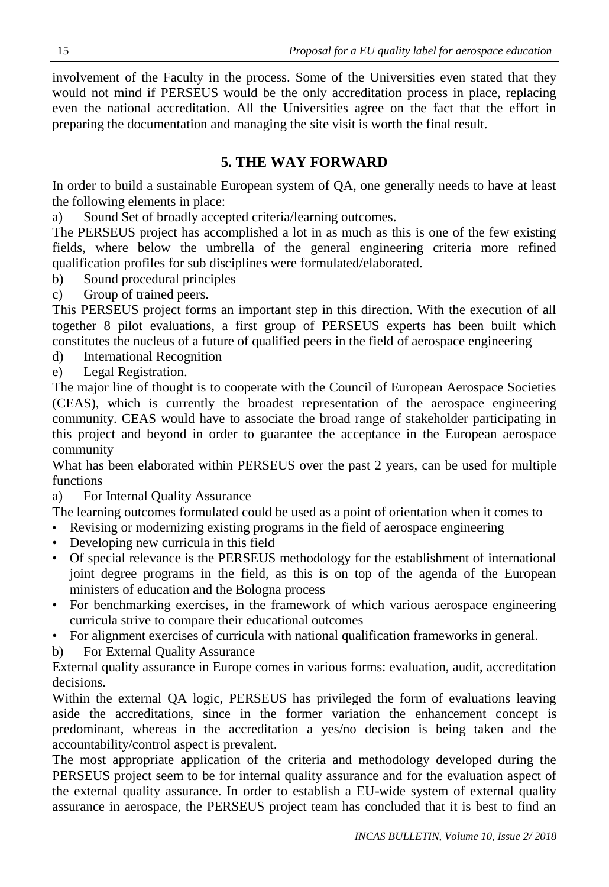involvement of the Faculty in the process. Some of the Universities even stated that they would not mind if PERSEUS would be the only accreditation process in place, replacing even the national accreditation. All the Universities agree on the fact that the effort in preparing the documentation and managing the site visit is worth the final result.

## 5. THE WAY FORWARD

In order to build a sustainable European system of QA, one generally needs to have at least the following elements in place:

a) Sound Set of broadly accepted criteria/learning outcomes.

The PERSEUS project has accomplished a lot in as much as this is one of the few existing fields, where below the umbrella of the general engineering criteria more refined qualification profiles for sub disciplines were formulated/elaborated.

b) Sound procedural principles

c) Group of trained peers.

This PERSEUS project forms an important step in this direction. With the execution of all together 8 pilot evaluations, a first group of PERSEUS experts has been built which constitutes the nucleus of a future of qualified peers in the field of aerospace engineering

d) International Recognition

e) Legal Registration.

The major line of thought is to cooperate with the Council of European Aerospace Societies (CEAS), which is currently the broadest representation of the aerospace engineering community. CEAS would have to associate the broad range of stakeholder participating in this project and beyond in order to guarantee the acceptance in the European aerospace community

What has been elaborated within PERSEUS over the past 2 years, can be used for multiple functions

a) For Internal Quality Assurance

The learning outcomes formulated could be used as a point of orientation when it comes to

- Revising or modernizing existing programs in the field of aerospace engineering
- Developing new curricula in this field
- Of special relevance is the PERSEUS methodology for the establishment of international joint degree programs in the field, as this is on top of the agenda of the European ministers of education and the Bologna process
- For benchmarking exercises, in the framework of which various aerospace engineering curricula strive to compare their educational outcomes
- For alignment exercises of curricula with national qualification frameworks in general.

b) For External Quality Assurance

External quality assurance in Europe comes in various forms: evaluation, audit, accreditation decisions.

Within the external QA logic, PERSEUS has privileged the form of evaluations leaving aside the accreditations, since in the former variation the enhancement concept is predominant, whereas in the accreditation a yes/no decision is being taken and the accountability/control aspect is prevalent.

The most appropriate application of the criteria and methodology developed during the PERSEUS project seem to be for internal quality assurance and for the evaluation aspect of the external quality assurance. In order to establish a EU-wide system of external quality assurance in aerospace, the PERSEUS project team has concluded that it is best to find an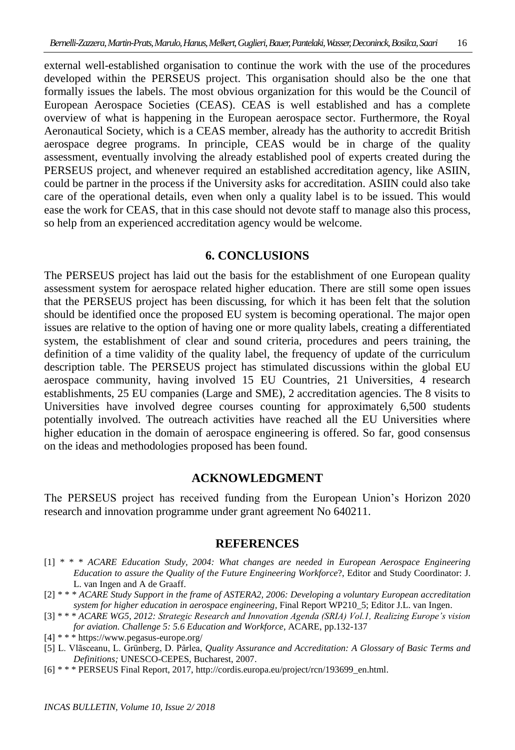external well-established organisation to continue the work with the use of the procedures developed within the PERSEUS project. This organisation should also be the one that formally issues the labels. The most obvious organization for this would be the Council of European Aerospace Societies (CEAS). CEAS is well established and has a complete overview of what is happening in the European aerospace sector. Furthermore, the Royal Aeronautical Society, which is a CEAS member, already has the authority to accredit British aerospace degree programs. In principle, CEAS would be in charge of the quality assessment, eventually involving the already established pool of experts created during the PERSEUS project, and whenever required an established accreditation agency, like ASIIN, could be partner in the process if the University asks for accreditation. ASIIN could also take care of the operational details, even when only a quality label is to be issued. This would ease the work for CEAS, that in this case should not devote staff to manage also this process, so help from an experienced accreditation agency would be welcome.

## 6. CONCLUSIONS

The PERSEUS project has laid out the basis for the establishment of one European quality assessment system for aerospace related higher education. There are still some open issues that the PERSEUS project has been discussing, for which it has been felt that the solution should be identified once the proposed EU system is becoming operational. The major open issues are relative to the option of having one or more quality labels, creating a differentiated system, the establishment of clear and sound criteria, procedures and peers training, the definition of a time validity of the quality label, the frequency of update of the curriculum description table. The PERSEUS project has stimulated discussions within the global EU aerospace community, having involved 15 EU Countries, 21 Universities, 4 research establishments, 25 EU companies (Large and SME), 2 accreditation agencies. The 8 visits to Universities have involved degree courses counting for approximately 6,500 students potentially involved. The outreach activities have reached all the EU Universities where higher education in the domain of aerospace engineering is offered. So far, good consensus on the ideas and methodologies proposed has been found.

## ACKNOWLEDGMENT

The PERSEUS project has received funding from the European Union's Horizon 2020 research and innovation programme under grant agreement No 640211.

## REFERENCES

[1] * * * *ACARE Education Study, 2004: What changes are needed in European Aerospace Engineering Education to assure the Quality of the Future Engineering Workforce*?, Editor and Study Coordinator: J. L. van Ingen and A de Graaff.

[2] * * * *ACARE Study Support in the frame of ASTERA2, 2006: Developing a voluntary European accreditation system for higher education in aerospace engineering*, Final Report WP210_5; Editor J.L. van Ingen.

[3] * * * *ACARE WG5, 2012: Strategic Research and Innovation Agenda (SRIA) Vol.1, Realizing Europe's vision for aviation. Challenge 5: 5.6 Education and Workforce*, ACARE, pp.132-137

[4] * * * https://www.pegasus-europe.org/

[5] L. Vlăsceanu, L. Grünberg, D. Pârlea, *Quality Assurance and Accreditation: A Glossary of Basic Terms and Definitions;* UNESCO-CEPES, Bucharest, 2007.

[6] * * * PERSEUS Final Report, 2017, http://cordis.europa.eu/project/rcn/193699_en.html.